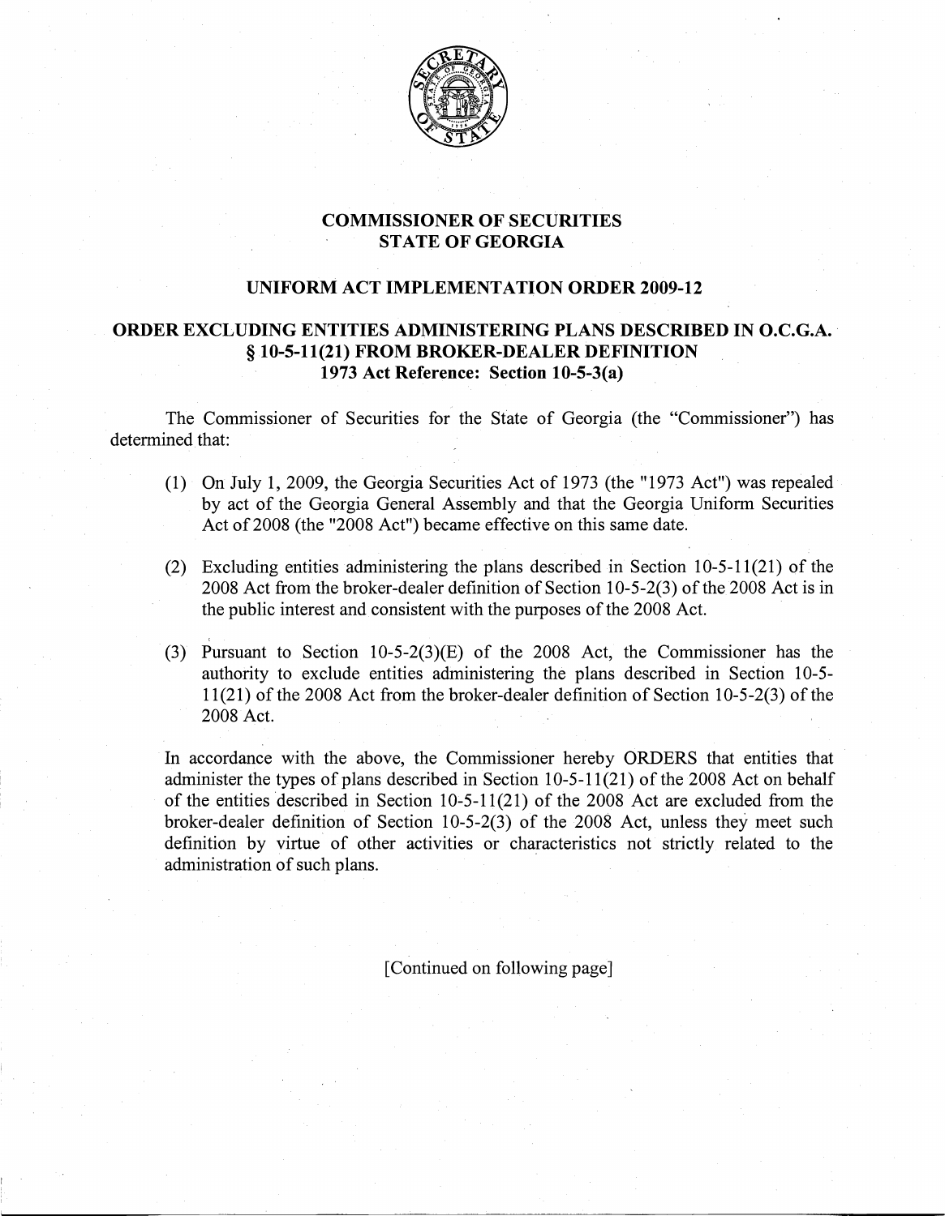# COMMISSIONER OF SECURITIES
# STATE OF GEORGIA

## UNIFORM ACT IMPLEMENTATION ORDER 2009-12

## ORDER EXCLUDING ENTITIES ADMINISTERING PLANS DESCRIBED IN O.C.G.A. § 10-5-11(21) FROM BROKER-DEALER DEFINITION
### 1973 Act Reference: Section 10-5-3(a)

The Commissioner of Securities for the State of Georgia (the "Commissioner") has determined that:

(1) On July 1, 2009, the Georgia Securities Act of 1973 (the "1973 Act") was repealed by act of the Georgia General Assembly and that the Georgia Uniform Securities Act of 2008 (the "2008 Act") became effective on this same date.

(2) Excluding entities administering the plans described in Section 10-5-11(21) of the 2008 Act from the broker-dealer definition of Section 10-5-2(3) of the 2008 Act is in the public interest and consistent with the purposes of the 2008 Act.

(3) Pursuant to Section 10-5-2(3)(E) of the 2008 Act, the Commissioner has the authority to exclude entities administering the plans described in Section 10-5-11(21) of the 2008 Act from the broker-dealer definition of Section 10-5-2(3) of the 2008 Act.

In accordance with the above, the Commissioner hereby ORDERS that entities that administer the types of plans described in Section 10-5-11(21) of the 2008 Act on behalf of the entities described in Section 10-5-11(21) of the 2008 Act are excluded from the broker-dealer definition of Section 10-5-2(3) of the 2008 Act, unless they meet such definition by virtue of other activities or characteristics not strictly related to the administration of such plans.

[Continued on following page]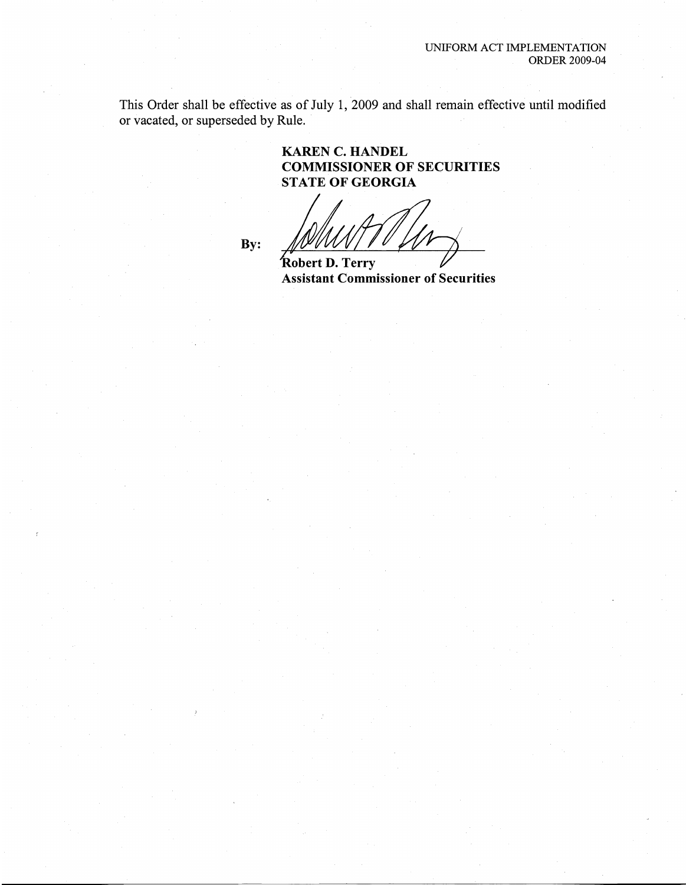This Order shall be effective as of July 1, 2009 and shall remain effective until modified or vacated, or superseded by Rule.

**KAREN C. HANDEL**
**COMMISSIONER OF SECURITIES**
**STATE OF GEORGIA**

**By:** ______________________

**Robert D. Terry**
**Assistant Commissioner of Securities**